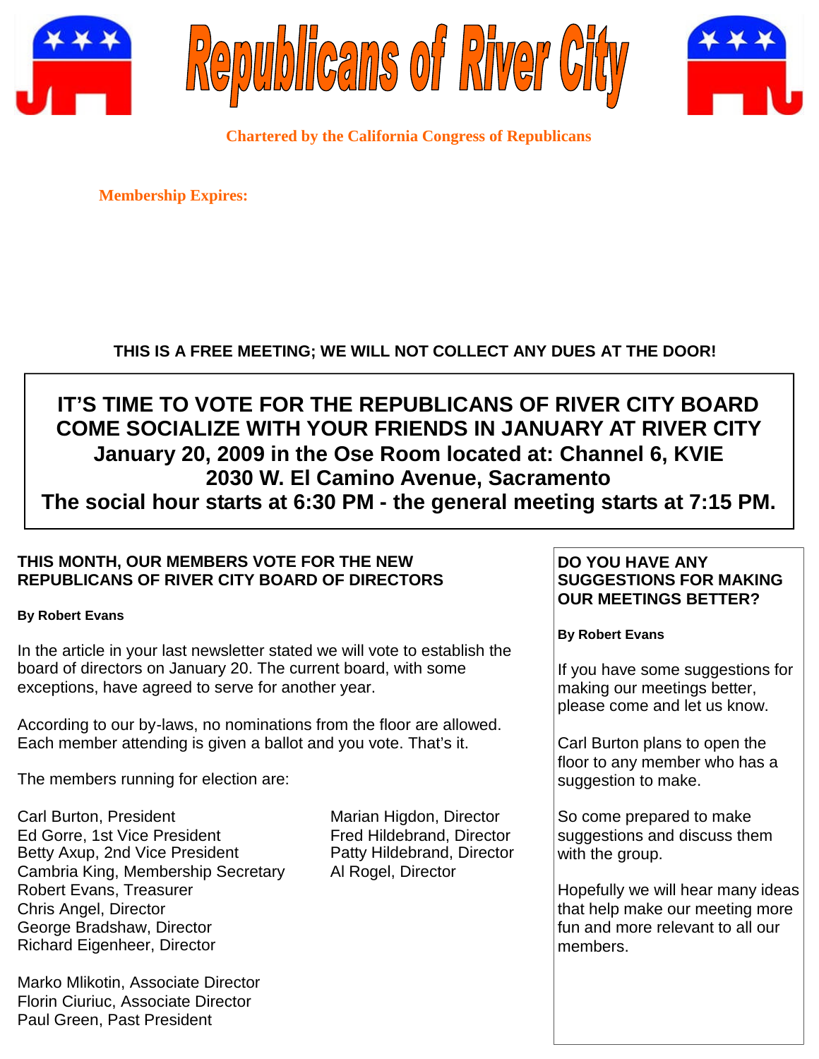# Republicans of River City

**Chartered by the California Congress of Republicans**

**Membership Expires:**

**THIS IS A FREE MEETING; WE WILL NOT COLLECT ANY DUES AT THE DOOR!**

## IT'S TIME TO VOTE FOR THE REPUBLICANS OF RIVER CITY BOARD
## COME SOCIALIZE WITH YOUR FRIENDS IN JANUARY AT RIVER CITY

**January 20, 2009 in the Ose Room located at: Channel 6, KVIE**
**2030 W. El Camino Avenue, Sacramento**
**The social hour starts at 6:30 PM - the general meeting starts at 7:15 PM.**

### THIS MONTH, OUR MEMBERS VOTE FOR THE NEW REPUBLICANS OF RIVER CITY BOARD OF DIRECTORS

**By Robert Evans**

In the article in your last newsletter stated we will vote to establish the board of directors on January 20. The current board, with some exceptions, have agreed to serve for another year.

According to our by-laws, no nominations from the floor are allowed. Each member attending is given a ballot and you vote. That's it.

The members running for election are:

Carl Burton, President
Ed Gorre, 1st Vice President
Betty Axup, 2nd Vice President
Cambria King, Membership Secretary
Robert Evans, Treasurer
Chris Angel, Director
George Bradshaw, Director
Richard Eigenheer, Director
Marian Higdon, Director
Fred Hildebrand, Director
Patty Hildebrand, Director
Al Rogel, Director

Marko Mlikotin, Associate Director
Florin Ciuriuc, Associate Director
Paul Green, Past President

### DO YOU HAVE ANY SUGGESTIONS FOR MAKING OUR MEETINGS BETTER?

**By Robert Evans**

If you have some suggestions for making our meetings better, please come and let us know.

Carl Burton plans to open the floor to any member who has a suggestion to make.

So come prepared to make suggestions and discuss them with the group.

Hopefully we will hear many ideas that help make our meeting more fun and more relevant to all our members.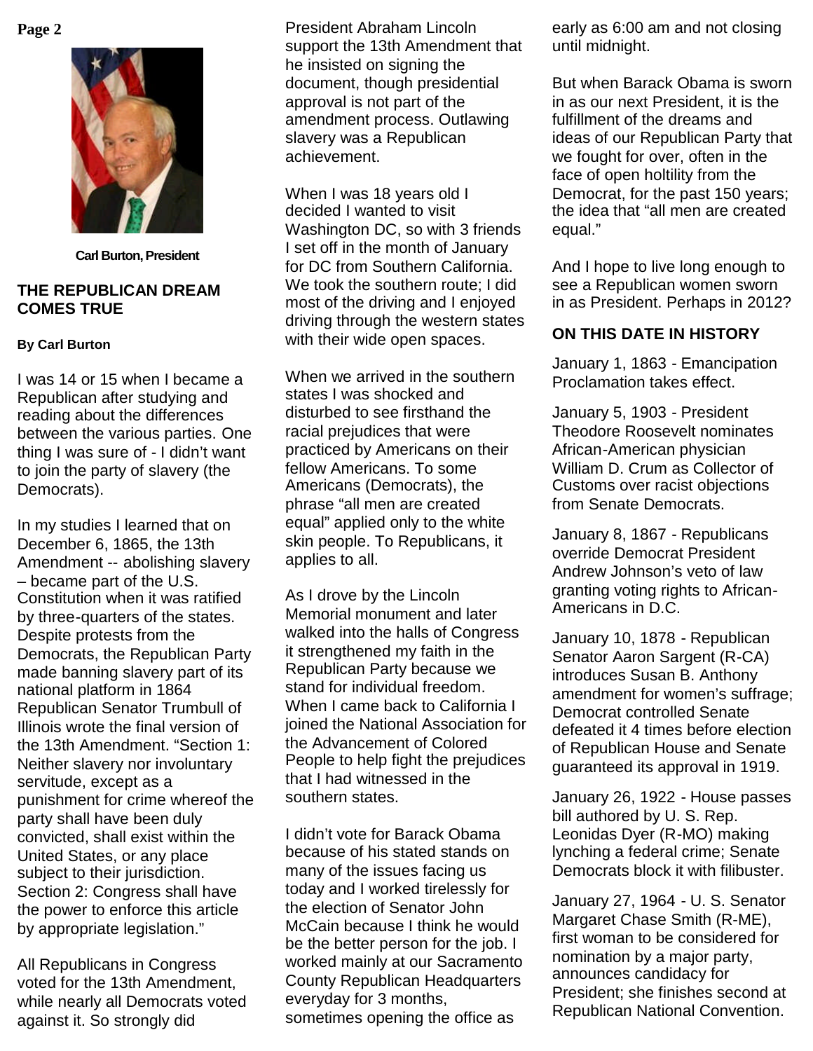Carl Burton, President

## THE REPUBLICAN DREAM COMES TRUE

**By Carl Burton**

I was 14 or 15 when I became a Republican after studying and reading about the differences between the various parties. One thing I was sure of - I didn't want to join the party of slavery (the Democrats).

In my studies I learned that on December 6, 1865, the 13th Amendment -- abolishing slavery – became part of the U.S. Constitution when it was ratified by three-quarters of the states. Despite protests from the Democrats, the Republican Party made banning slavery part of its national platform in 1864 Republican Senator Trumbull of Illinois wrote the final version of the 13th Amendment. "Section 1: Neither slavery nor involuntary servitude, except as a punishment for crime whereof the party shall have been duly convicted, shall exist within the United States, or any place subject to their jurisdiction. Section 2: Congress shall have the power to enforce this article by appropriate legislation."

All Republicans in Congress voted for the 13th Amendment, while nearly all Democrats voted against it. So strongly did President Abraham Lincoln support the 13th Amendment that he insisted on signing the document, though presidential approval is not part of the amendment process. Outlawing slavery was a Republican achievement.

When I was 18 years old I decided I wanted to visit Washington DC, so with 3 friends I set off in the month of January for DC from Southern California. We took the southern route; I did most of the driving and I enjoyed driving through the western states with their wide open spaces.

When we arrived in the southern states I was shocked and disturbed to see firsthand the racial prejudices that were practiced by Americans on their fellow Americans. To some Americans (Democrats), the phrase "all men are created equal" applied only to the white skin people. To Republicans, it applies to all.

As I drove by the Lincoln Memorial monument and later walked into the halls of Congress it strengthened my faith in the Republican Party because we stand for individual freedom. When I came back to California I joined the National Association for the Advancement of Colored People to help fight the prejudices that I had witnessed in the southern states.

I didn't vote for Barack Obama because of his stated stands on many of the issues facing us today and I worked tirelessly for the election of Senator John McCain because I think he would be the better person for the job. I worked mainly at our Sacramento County Republican Headquarters everyday for 3 months, sometimes opening the office as early as 6:00 am and not closing until midnight.

But when Barack Obama is sworn in as our next President, it is the fulfillment of the dreams and ideas of our Republican Party that we fought for over, often in the face of open holtility from the Democrat, for the past 150 years; the idea that "all men are created equal."

And I hope to live long enough to see a Republican women sworn in as President. Perhaps in 2012?

## ON THIS DATE IN HISTORY

January 1, 1863 - Emancipation Proclamation takes effect.

January 5, 1903 - President Theodore Roosevelt nominates African-American physician William D. Crum as Collector of Customs over racist objections from Senate Democrats.

January 8, 1867 - Republicans override Democrat President Andrew Johnson's veto of law granting voting rights to African-Americans in D.C.

January 10, 1878 - Republican Senator Aaron Sargent (R-CA) introduces Susan B. Anthony amendment for women's suffrage; Democrat controlled Senate defeated it 4 times before election of Republican House and Senate guaranteed its approval in 1919.

January 26, 1922 - House passes bill authored by U. S. Rep. Leonidas Dyer (R-MO) making lynching a federal crime; Senate Democrats block it with filibuster.

January 27, 1964 - U. S. Senator Margaret Chase Smith (R-ME), first woman to be considered for nomination by a major party, announces candidacy for President; she finishes second at Republican National Convention.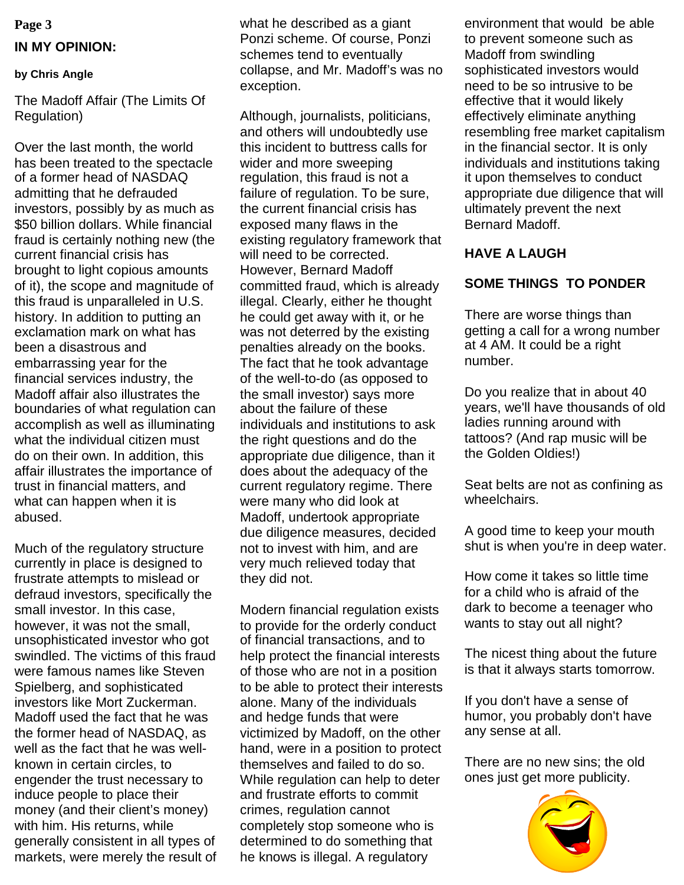## IN MY OPINION:

**by Chris Angle**

The Madoff Affair (The Limits Of Regulation)

Over the last month, the world has been treated to the spectacle of a former head of NASDAQ admitting that he defrauded investors, possibly by as much as $50 billion dollars. While financial fraud is certainly nothing new (the current financial crisis has brought to light copious amounts of it), the scope and magnitude of this fraud is unparalleled in U.S. history. In addition to putting an exclamation mark on what has been a disastrous and embarrassing year for the financial services industry, the Madoff affair also illustrates the boundaries of what regulation can accomplish as well as illuminating what the individual citizen must do on their own. In addition, this affair illustrates the importance of trust in financial matters, and what can happen when it is abused.

Much of the regulatory structure currently in place is designed to frustrate attempts to mislead or defraud investors, specifically the small investor. In this case, however, it was not the small, unsophisticated investor who got swindled. The victims of this fraud were famous names like Steven Spielberg, and sophisticated investors like Mort Zuckerman. Madoff used the fact that he was the former head of NASDAQ, as well as the fact that he was well-known in certain circles, to engender the trust necessary to induce people to place their money (and their client's money) with him. His returns, while generally consistent in all types of markets, were merely the result of what he described as a giant Ponzi scheme. Of course, Ponzi schemes tend to eventually collapse, and Mr. Madoff's was no exception.

Although, journalists, politicians, and others will undoubtedly use this incident to buttress calls for wider and more sweeping regulation, this fraud is not a failure of regulation. To be sure, the current financial crisis has exposed many flaws in the existing regulatory framework that will need to be corrected. However, Bernard Madoff committed fraud, which is already illegal. Clearly, either he thought he could get away with it, or he was not deterred by the existing penalties already on the books. The fact that he took advantage of the well-to-do (as opposed to the small investor) says more about the failure of these individuals and institutions to ask the right questions and do the appropriate due diligence, than it does about the adequacy of the current regulatory regime. There were many who did look at Madoff, undertook appropriate due diligence measures, decided not to invest with him, and are very much relieved today that they did not.

Modern financial regulation exists to provide for the orderly conduct of financial transactions, and to help protect the financial interests of those who are not in a position to be able to protect their interests alone. Many of the individuals and hedge funds that were victimized by Madoff, on the other hand, were in a position to protect themselves and failed to do so. While regulation can help to deter and frustrate efforts to commit crimes, regulation cannot completely stop someone who is determined to do something that he knows is illegal. A regulatory environment that would be able to prevent someone such as Madoff from swindling sophisticated investors would need to be so intrusive to be effective that it would likely effectively eliminate anything resembling free market capitalism in the financial sector. It is only individuals and institutions taking it upon themselves to conduct appropriate due diligence that will ultimately prevent the next Bernard Madoff.

## HAVE A LAUGH

## SOME THINGS TO PONDER

There are worse things than getting a call for a wrong number at 4 AM. It could be a right number.

Do you realize that in about 40 years, we'll have thousands of old ladies running around with tattoos? (And rap music will be the Golden Oldies!)

Seat belts are not as confining as wheelchairs.

A good time to keep your mouth shut is when you're in deep water.

How come it takes so little time for a child who is afraid of the dark to become a teenager who wants to stay out all night?

The nicest thing about the future is that it always starts tomorrow.

If you don't have a sense of humor, you probably don't have any sense at all.

There are no new sins; the old ones just get more publicity.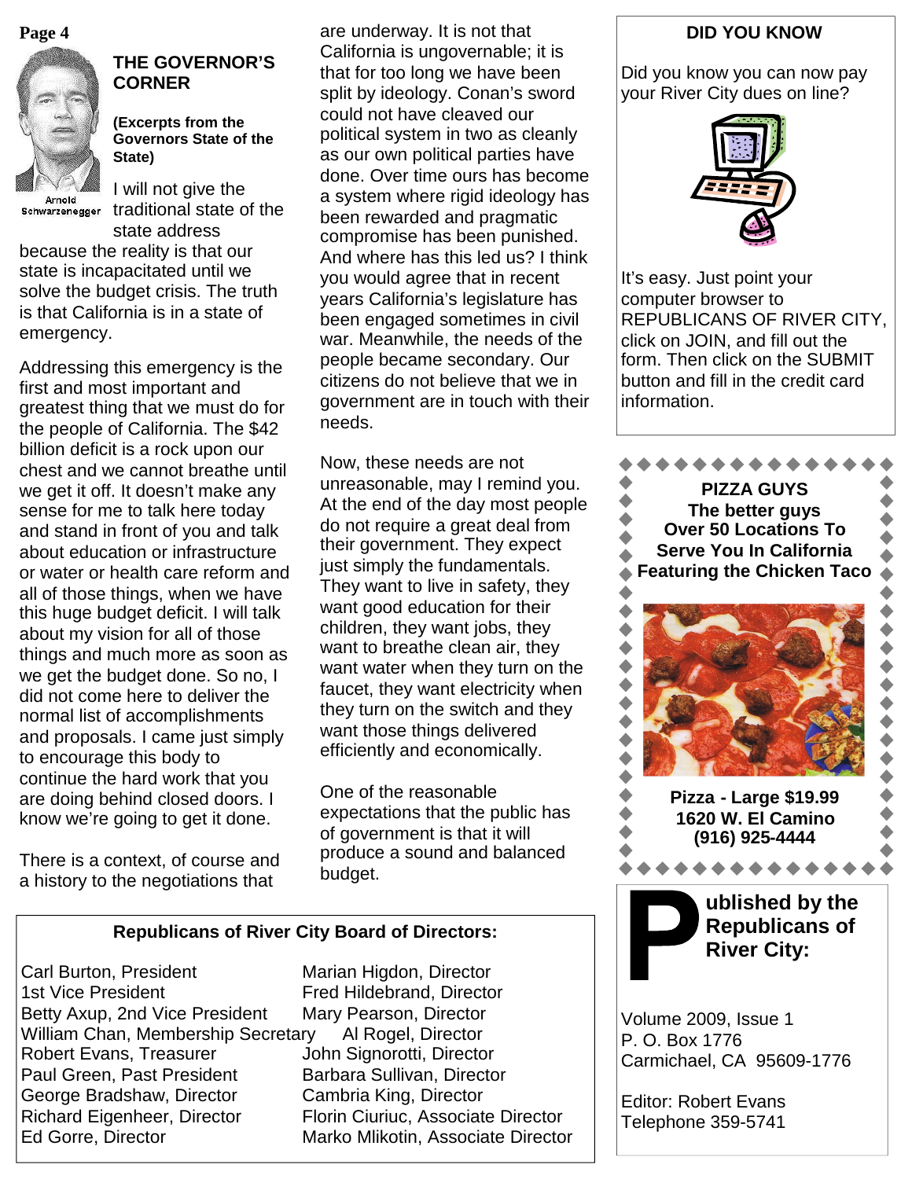## THE GOVERNOR'S CORNER

**(Excerpts from the Governors State of the State)**

Arnold Schwarzenegger

I will not give the traditional state of the state address because the reality is that our state is incapacitated until we solve the budget crisis. The truth is that California is in a state of emergency.

Addressing this emergency is the first and most important and greatest thing that we must do for the people of California. The $42 billion deficit is a rock upon our chest and we cannot breathe until we get it off. It doesn't make any sense for me to talk here today and stand in front of you and talk about education or infrastructure or water or health care reform and all of those things, when we have this huge budget deficit. I will talk about my vision for all of those things and much more as soon as we get the budget done. So no, I did not come here to deliver the normal list of accomplishments and proposals. I came just simply to encourage this body to continue the hard work that you are doing behind closed doors. I know we're going to get it done.

There is a context, of course and a history to the negotiations that are underway. It is not that California is ungovernable; it is that for too long we have been split by ideology. Conan's sword could not have cleaved our political system in two as cleanly as our own political parties have done. Over time ours has become a system where rigid ideology has been rewarded and pragmatic compromise has been punished. And where has this led us? I think you would agree that in recent years California's legislature has been engaged sometimes in civil war. Meanwhile, the needs of the people became secondary. Our citizens do not believe that we in government are in touch with their needs.

Now, these needs are not unreasonable, may I remind you. At the end of the day most people do not require a great deal from their government. They expect just simply the fundamentals. They want to live in safety, they want good education for their children, they want jobs, they want to breathe clean air, they want water when they turn on the faucet, they want electricity when they turn on the switch and they want those things delivered efficiently and economically.

One of the reasonable expectations that the public has of government is that it will produce a sound and balanced budget.

### Republicans of River City Board of Directors:

Carl Burton, President
1st Vice President
Betty Axup, 2nd Vice President
William Chan, Membership Secretary
Robert Evans, Treasurer
Paul Green, Past President
George Bradshaw, Director
Richard Eigenheer, Director
Ed Gorre, Director
Marian Higdon, Director
Fred Hildebrand, Director
Mary Pearson, Director
Al Rogel, Director
John Signorotti, Director
Barbara Sullivan, Director
Cambria King, Director
Florin Ciuriuc, Associate Director
Marko Mlikotin, Associate Director

### DID YOU KNOW

Did you know you can now pay your River City dues on line?

It's easy. Just point your computer browser to REPUBLICANS OF RIVER CITY, click on JOIN, and fill out the form. Then click on the SUBMIT button and fill in the credit card information.

**PIZZA GUYS**
**The better guys**
**Over 50 Locations To Serve You In California**
**Featuring the Chicken Taco**

**Pizza - Large $19.99**
**1620 W. El Camino**
**(916) 925-4444**

**Published by the Republicans of River City:**

Volume 2009, Issue 1
P. O. Box 1776
Carmichael, CA 95609-1776

Editor: Robert Evans
Telephone 359-5741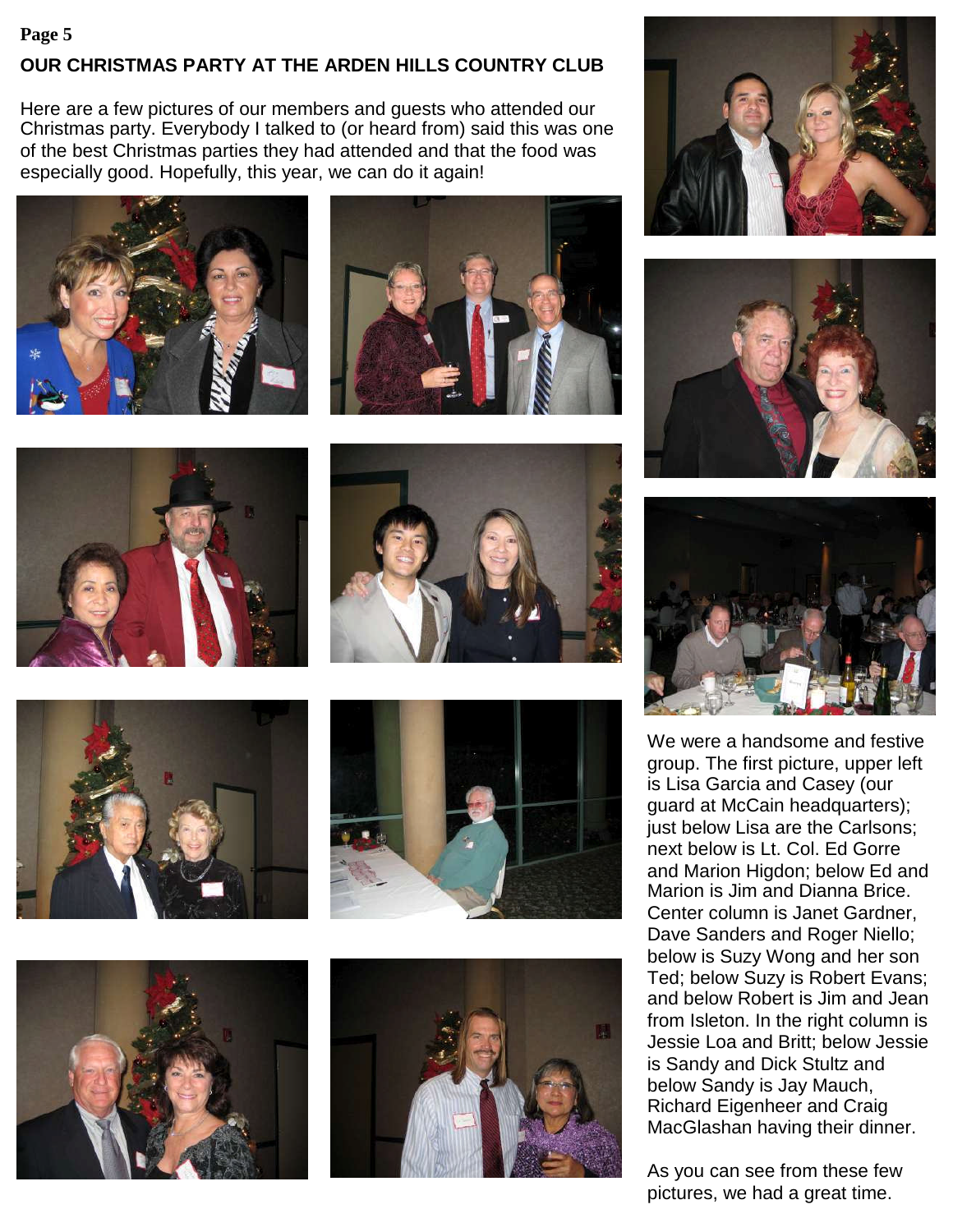## OUR CHRISTMAS PARTY AT THE ARDEN HILLS COUNTRY CLUB

Here are a few pictures of our members and guests who attended our Christmas party. Everybody I talked to (or heard from) said this was one of the best Christmas parties they had attended and that the food was especially good. Hopefully, this year, we can do it again!

We were a handsome and festive group. The first picture, upper left is Lisa Garcia and Casey (our guard at McCain headquarters); just below Lisa are the Carlsons; next below is Lt. Col. Ed Gorre and Marion Higdon; below Ed and Marion is Jim and Dianna Brice. Center column is Janet Gardner, Dave Sanders and Roger Niello; below is Suzy Wong and her son Ted; below Suzy is Robert Evans; and below Robert is Jim and Jean from Isleton. In the right column is Jessie Loa and Britt; below Jessie is Sandy and Dick Stultz and below Sandy is Jay Mauch, Richard Eigenheer and Craig MacGlashan having their dinner.

As you can see from these few pictures, we had a great time.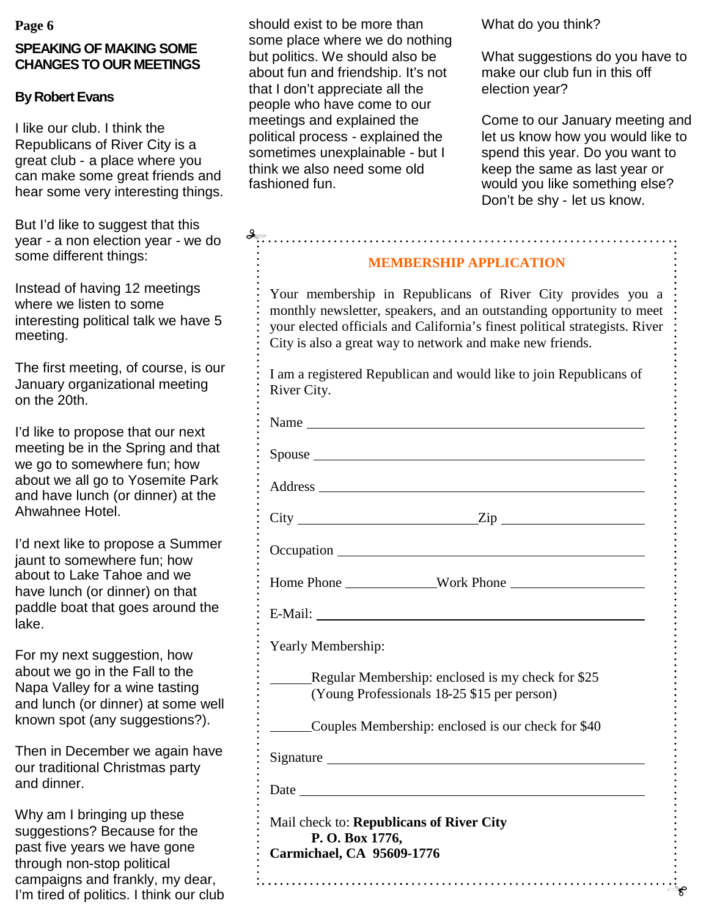## SPEAKING OF MAKING SOME CHANGES TO OUR MEETINGS

**By Robert Evans**

I like our club. I think the Republicans of River City is a great club - a place where you can make some great friends and hear some very interesting things.

But I'd like to suggest that this year - a non election year - we do some different things:

Instead of having 12 meetings where we listen to some interesting political talk we have 5 meeting.

The first meeting, of course, is our January organizational meeting on the 20th.

I'd like to propose that our next meeting be in the Spring and that we go to somewhere fun; how about we all go to Yosemite Park and have lunch (or dinner) at the Ahwahnee Hotel.

I'd next like to propose a Summer jaunt to somewhere fun; how about to Lake Tahoe and we have lunch (or dinner) on that paddle boat that goes around the lake.

For my next suggestion, how about we go in the Fall to the Napa Valley for a wine tasting and lunch (or dinner) at some well known spot (any suggestions?).

Then in December we again have our traditional Christmas party and dinner.

Why am I bringing up these suggestions? Because for the past five years we have gone through non-stop political campaigns and frankly, my dear, I'm tired of politics. I think our club should exist to be more than some place where we do nothing but politics. We should also be about fun and friendship. It's not that I don't appreciate all the people who have come to our meetings and explained the political process - explained the sometimes unexplainable - but I think we also need some old fashioned fun.

What do you think?

What suggestions do you have to make our club fun in this off election year?

Come to our January meeting and let us know how you would like to spend this year. Do you want to keep the same as last year or would you like something else? Don't be shy - let us know.

---

### MEMBERSHIP APPLICATION

Your membership in Republicans of River City provides you a monthly newsletter, speakers, and an outstanding opportunity to meet your elected officials and California's finest political strategists. River City is also a great way to network and make new friends.

I am a registered Republican and would like to join Republicans of River City.

Name ________________________________________

Spouse ________________________________________

Address ________________________________________

City ______________________ Zip ________________

Occupation ________________________________________

Home Phone ____________ Work Phone ________________

E-Mail: ________________________________________

Yearly Membership:

______Regular Membership: enclosed is my check for $25
(Young Professionals 18-25 $15 per person)

______Couples Membership: enclosed is our check for $40

Signature ________________________________________

Date ________________________________________

Mail check to: **Republicans of River City**
**P. O. Box 1776,**
**Carmichael, CA 95609-1776**